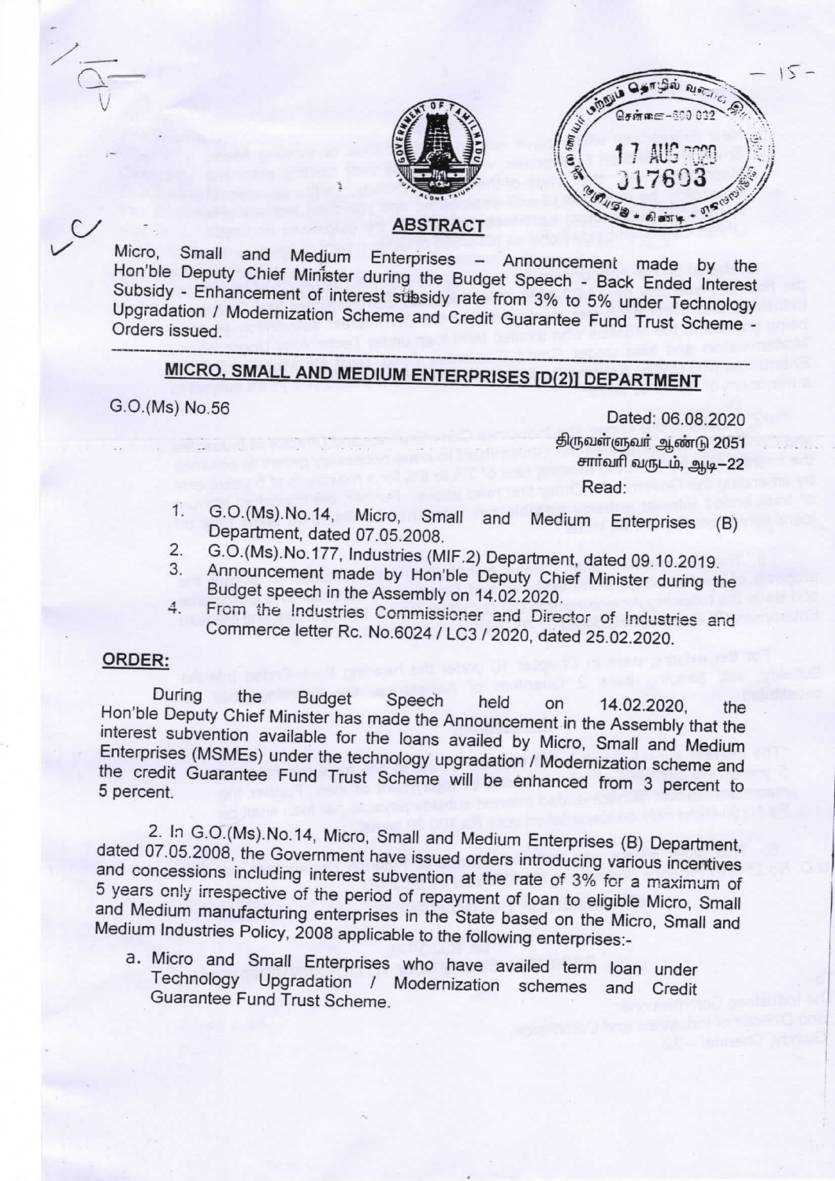## ABSTRACT

Micro, Small and Medium Enterprises – Announcement made by the Hon'ble Deputy Chief Minister during the Budget Speech - Back Ended Interest Subsidy - Enhancement of interest subsidy rate from 3% to 5% under Technology Upgradation / Modernization Scheme and Credit Guarantee Fund Trust Scheme - Orders issued.

---

## MICRO, SMALL AND MEDIUM ENTERPRISES [D(2)] DEPARTMENT

G.O.(Ms) No.56

Dated: 06.08.2020
திருவள்ளுவர் ஆண்டு 2051
சார்வரி வருடம், ஆடி–22

Read:

1. G.O.(Ms).No.14, Micro, Small and Medium Enterprises (B) Department, dated 07.05.2008.
2. G.O.(Ms).No.177, Industries (MIF.2) Department, dated 09.10.2019.
3. Announcement made by Hon'ble Deputy Chief Minister during the Budget speech in the Assembly on 14.02.2020.
4. From the Industries Commissioner and Director of Industries and Commerce letter Rc. No.6024 / LC3 / 2020, dated 25.02.2020.

**ORDER:**

During the Budget Speech held on 14.02.2020, the Hon'ble Deputy Chief Minister has made the Announcement in the Assembly that the interest subvention available for the loans availed by Micro, Small and Medium Enterprises (MSMEs) under the technology upgradation / Modernization scheme and the credit Guarantee Fund Trust Scheme will be enhanced from 3 percent to 5 percent.

2. In G.O.(Ms).No.14, Micro, Small and Medium Enterprises (B) Department, dated 07.05.2008, the Government have issued orders introducing various incentives and concessions including interest subvention at the rate of 3% for a maximum of 5 years only irrespective of the period of repayment of loan to eligible Micro, Small and Medium manufacturing enterprises in the State based on the Micro, Small and Medium Industries Policy, 2008 applicable to the following enterprises:-

a. Micro and Small Enterprises who have availed term loan under Technology Upgradation / Modernization schemes and Credit Guarantee Fund Trust Scheme.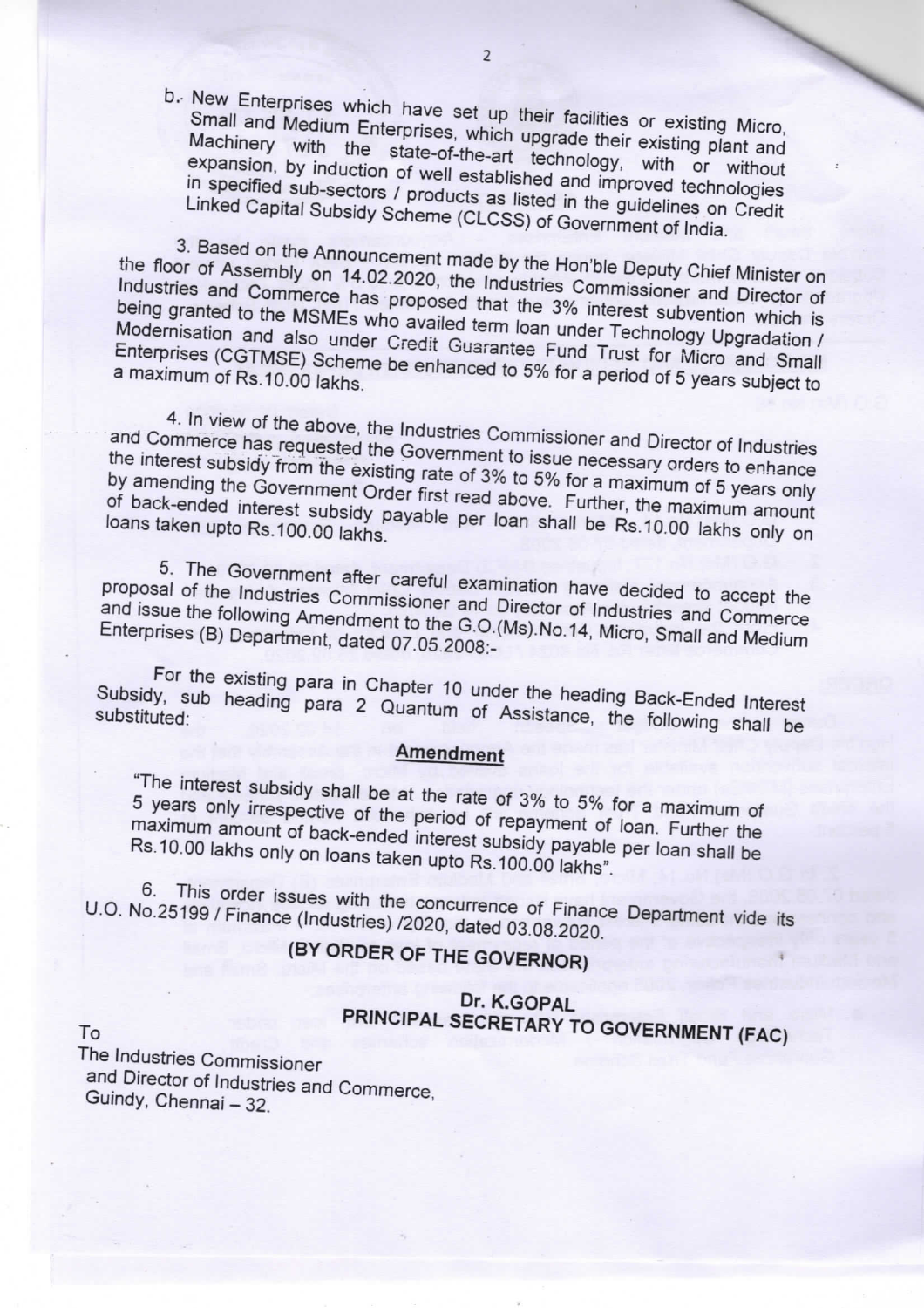b. New Enterprises which have set up their facilities or existing Micro, Small and Medium Enterprises, which upgrade their existing plant and Machinery with the state-of-the-art technology, with or without expansion, by induction of well established and improved technologies in specified sub-sectors / products as listed in the guidelines on Credit Linked Capital Subsidy Scheme (CLCSS) of Government of India.

3. Based on the Announcement made by the Hon'ble Deputy Chief Minister on the floor of Assembly on 14.02.2020, the Industries Commissioner and Director of Industries and Commerce has proposed that the 3% interest subvention which is being granted to the MSMEs who availed term loan under Technology Upgradation / Modernisation and also under Credit Guarantee Fund Trust for Micro and Small Enterprises (CGTMSE) Scheme be enhanced to 5% for a period of 5 years subject to a maximum of Rs.10.00 lakhs.

4. In view of the above, the Industries Commissioner and Director of Industries and Commerce has requested the Government to issue necessary orders to enhance the interest subsidy from the existing rate of 3% to 5% for a maximum of 5 years only by amending the Government Order first read above. Further, the maximum amount of back-ended interest subsidy payable per loan shall be Rs.10.00 lakhs only on loans taken upto Rs.100.00 lakhs.

5. The Government after careful examination have decided to accept the proposal of the Industries Commissioner and Director of Industries and Commerce and issue the following Amendment to the G.O.(Ms).No.14, Micro, Small and Medium Enterprises (B) Department, dated 07.05.2008:-

For the existing para in Chapter 10 under the heading Back-Ended Interest Subsidy, sub heading para 2 Quantum of Assistance, the following shall be substituted:

**Amendment**

"The interest subsidy shall be at the rate of 3% to 5% for a maximum of 5 years only irrespective of the period of repayment of loan. Further the maximum amount of back-ended interest subsidy payable per loan shall be Rs.10.00 lakhs only on loans taken upto Rs.100.00 lakhs".

6. This order issues with the concurrence of Finance Department vide its U.O. No.25199 / Finance (Industries) /2020, dated 03.08.2020.

**(BY ORDER OF THE GOVERNOR)**

**Dr. K.GOPAL**
**PRINCIPAL SECRETARY TO GOVERNMENT (FAC)**

To
The Industries Commissioner
and Director of Industries and Commerce,
Guindy, Chennai – 32.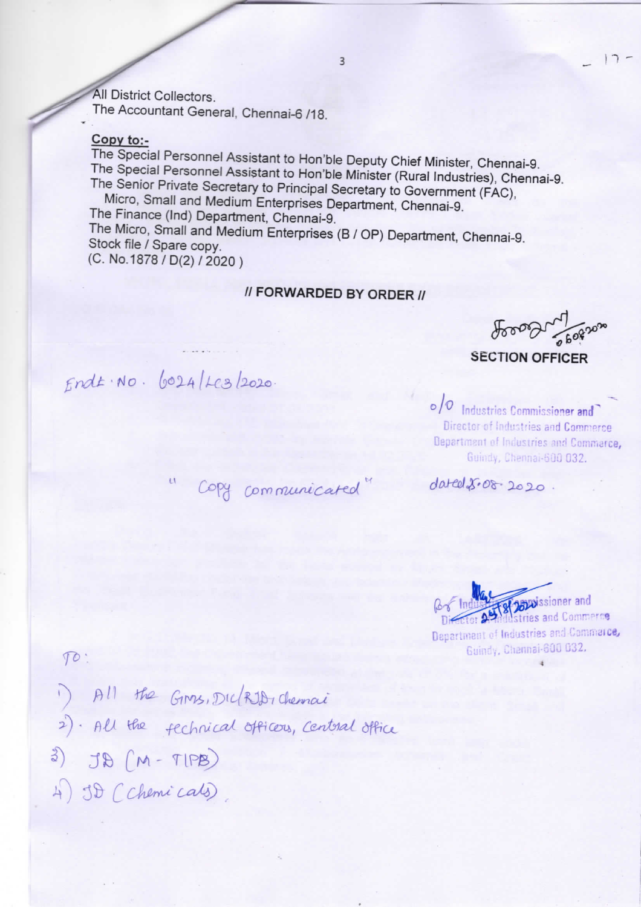All District Collectors.
The Accountant General, Chennai-6 /18.

**Copy to:-**

The Special Personnel Assistant to Hon'ble Deputy Chief Minister, Chennai-9.
The Special Personnel Assistant to Hon'ble Minister (Rural Industries), Chennai-9.
The Senior Private Secretary to Principal Secretary to Government (FAC),
Micro, Small and Medium Enterprises Department, Chennai-9.
The Finance (Ind) Department, Chennai-9.
The Micro, Small and Medium Enterprises (B / OP) Department, Chennai-9.
Stock file / Spare copy.
(C. No.1878 / D(2) / 2020 )

**// FORWARDED BY ORDER //**

06.08.2020

**SECTION OFFICER**

Endt. No. 6024/LC3/2020.

o/o Industries Commissioner and
Director of Industries and Commerce
Department of Industries and Commerce,
Guindy, Chennai-600 032.

"Copy communicated" dated 25.08.2020.

for Industries Commissioner and
Director of Industries and Commerce
Department of Industries and Commerce,
Guindy, Chennai-600 032.

To:

1) All the GMs, DIC/RJD, Chennai
2) All the technical officers, Central office
3) JD (M - TIPB)
4) JD (Chemicals).